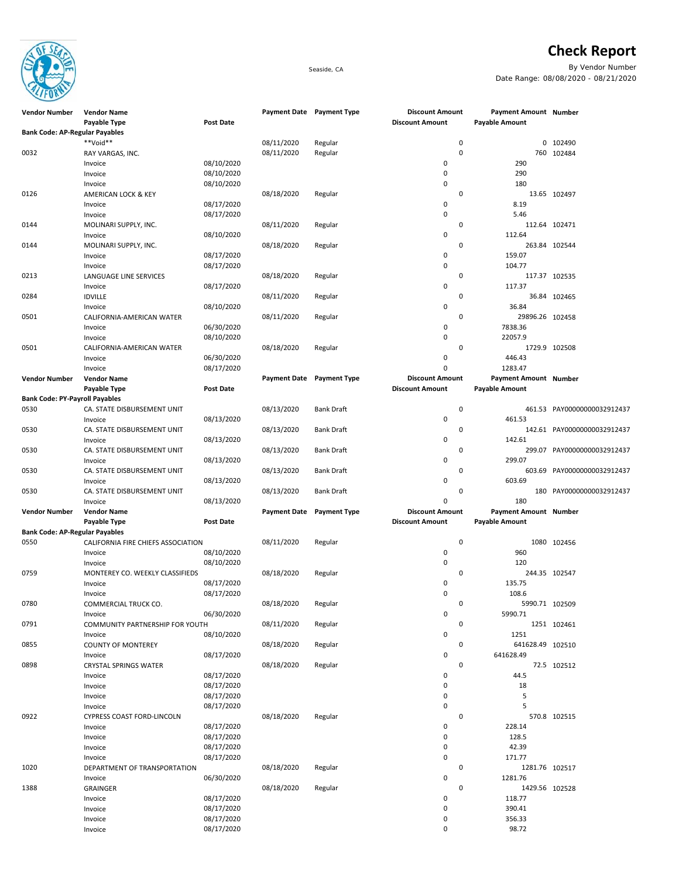# Check Report

Seaside, CA

By Vendor Number

Date Range: 08/08/2020 - 08/21/2020

| Vendor Number | Vendor Name | | Payment Date | Payment Type | Discount Amount | Payment Amount | Number |
|---|---|---|---|---|---|---|---|
| | Payable Type | Post Date | | | Discount Amount | Payable Amount | |
| **Bank Code: AP-Regular Payables** | | | | | | | |
| | **Void** | | 08/11/2020 | Regular | 0 | 0 | 102490 |
| 0032 | RAY VARGAS, INC. | | 08/11/2020 | Regular | 0 | 760 | 102484 |
| | Invoice | 08/10/2020 | | | 0 | 290 | |
| | Invoice | 08/10/2020 | | | 0 | 290 | |
| | Invoice | 08/10/2020 | | | 0 | 180 | |
| 0126 | AMERICAN LOCK & KEY | | 08/18/2020 | Regular | 0 | 13.65 | 102497 |
| | Invoice | 08/17/2020 | | | 0 | 8.19 | |
| | Invoice | 08/17/2020 | | | 0 | 5.46 | |
| 0144 | MOLINARI SUPPLY, INC. | | 08/11/2020 | Regular | 0 | 112.64 | 102471 |
| | Invoice | 08/10/2020 | | | 0 | 112.64 | |
| 0144 | MOLINARI SUPPLY, INC. | | 08/18/2020 | Regular | 0 | 263.84 | 102544 |
| | Invoice | 08/17/2020 | | | 0 | 159.07 | |
| | Invoice | 08/17/2020 | | | 0 | 104.77 | |
| 0213 | LANGUAGE LINE SERVICES | | 08/18/2020 | Regular | 0 | 117.37 | 102535 |
| | Invoice | 08/17/2020 | | | 0 | 117.37 | |
| 0284 | IDVILLE | | 08/11/2020 | Regular | 0 | 36.84 | 102465 |
| | Invoice | 08/10/2020 | | | 0 | 36.84 | |
| 0501 | CALIFORNIA-AMERICAN WATER | | 08/11/2020 | Regular | 0 | 29896.26 | 102458 |
| | Invoice | 06/30/2020 | | | 0 | 7838.36 | |
| | Invoice | 08/10/2020 | | | 0 | 22057.9 | |
| 0501 | CALIFORNIA-AMERICAN WATER | | 08/18/2020 | Regular | 0 | 1729.9 | 102508 |
| | Invoice | 06/30/2020 | | | 0 | 446.43 | |
| | Invoice | 08/17/2020 | | | 0 | 1283.47 | |

| Vendor Number | Vendor Name | | Payment Date | Payment Type | Discount Amount | Payment Amount | Number |
|---|---|---|---|---|---|---|---|
| | Payable Type | Post Date | | | Discount Amount | Payable Amount | |
| **Bank Code: PY-Payroll Payables** | | | | | | | |
| 0530 | CA. STATE DISBURSEMENT UNIT | | 08/13/2020 | Bank Draft | 0 | 461.53 | PAY00000000032912437 |
| | Invoice | 08/13/2020 | | | 0 | 461.53 | |
| 0530 | CA. STATE DISBURSEMENT UNIT | | 08/13/2020 | Bank Draft | 0 | 142.61 | PAY00000000032912437 |
| | Invoice | 08/13/2020 | | | 0 | 142.61 | |
| 0530 | CA. STATE DISBURSEMENT UNIT | | 08/13/2020 | Bank Draft | 0 | 299.07 | PAY00000000032912437 |
| | Invoice | 08/13/2020 | | | 0 | 299.07 | |
| 0530 | CA. STATE DISBURSEMENT UNIT | | 08/13/2020 | Bank Draft | 0 | 603.69 | PAY00000000032912437 |
| | Invoice | 08/13/2020 | | | 0 | 603.69 | |
| 0530 | CA. STATE DISBURSEMENT UNIT | | 08/13/2020 | Bank Draft | 0 | 180 | PAY00000000032912437 |
| | Invoice | 08/13/2020 | | | 0 | 180 | |

| Vendor Number | Vendor Name | | Payment Date | Payment Type | Discount Amount | Payment Amount | Number |
|---|---|---|---|---|---|---|---|
| | Payable Type | Post Date | | | Discount Amount | Payable Amount | |
| **Bank Code: AP-Regular Payables** | | | | | | | |
| 0550 | CALIFORNIA FIRE CHIEFS ASSOCIATION | | 08/11/2020 | Regular | 0 | 1080 | 102456 |
| | Invoice | 08/10/2020 | | | 0 | 960 | |
| | Invoice | 08/10/2020 | | | 0 | 120 | |
| 0759 | MONTEREY CO. WEEKLY CLASSIFIEDS | | 08/18/2020 | Regular | 0 | 244.35 | 102547 |
| | Invoice | 08/17/2020 | | | 0 | 135.75 | |
| | Invoice | 08/17/2020 | | | 0 | 108.6 | |
| 0780 | COMMERCIAL TRUCK CO. | | 08/18/2020 | Regular | 0 | 5990.71 | 102509 |
| | Invoice | 06/30/2020 | | | 0 | 5990.71 | |
| 0791 | COMMUNITY PARTNERSHIP FOR YOUTH | | 08/11/2020 | Regular | 0 | 1251 | 102461 |
| | Invoice | 08/10/2020 | | | 0 | 1251 | |
| 0855 | COUNTY OF MONTEREY | | 08/18/2020 | Regular | 0 | 641628.49 | 102510 |
| | Invoice | 08/17/2020 | | | 0 | 641628.49 | |
| 0898 | CRYSTAL SPRINGS WATER | | 08/18/2020 | Regular | 0 | 72.5 | 102512 |
| | Invoice | 08/17/2020 | | | 0 | 44.5 | |
| | Invoice | 08/17/2020 | | | 0 | 18 | |
| | Invoice | 08/17/2020 | | | 0 | 5 | |
| | Invoice | 08/17/2020 | | | 0 | 5 | |
| 0922 | CYPRESS COAST FORD-LINCOLN | | 08/18/2020 | Regular | 0 | 570.8 | 102515 |
| | Invoice | 08/17/2020 | | | 0 | 228.14 | |
| | Invoice | 08/17/2020 | | | 0 | 128.5 | |
| | Invoice | 08/17/2020 | | | 0 | 42.39 | |
| | Invoice | 08/17/2020 | | | 0 | 171.77 | |
| 1020 | DEPARTMENT OF TRANSPORTATION | | 08/18/2020 | Regular | 0 | 1281.76 | 102517 |
| | Invoice | 06/30/2020 | | | 0 | 1281.76 | |
| 1388 | GRAINGER | | 08/18/2020 | Regular | 0 | 1429.56 | 102528 |
| | Invoice | 08/17/2020 | | | 0 | 118.77 | |
| | Invoice | 08/17/2020 | | | 0 | 390.41 | |
| | Invoice | 08/17/2020 | | | 0 | 356.33 | |
| | Invoice | 08/17/2020 | | | 0 | 98.72 | |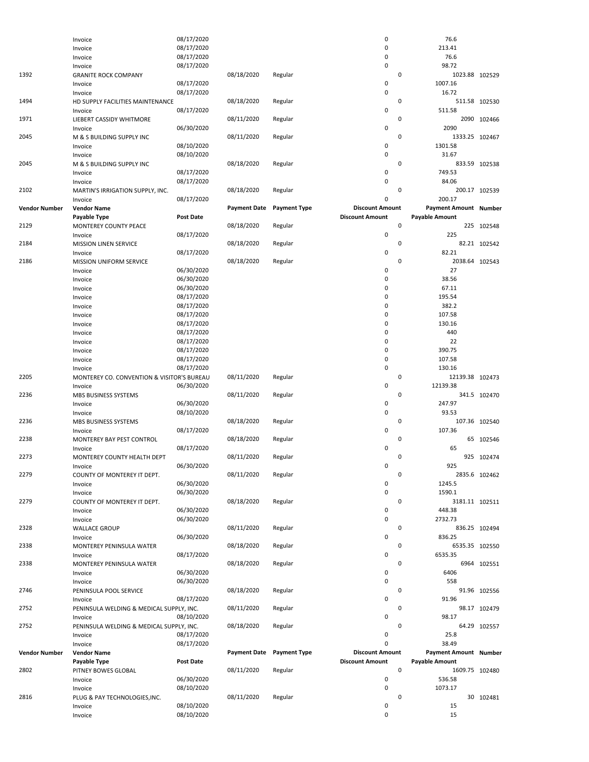| Vendor Number | Vendor Name | | Payment Date | Payment Type | Discount Amount | Payment Amount | Number |
|---|---|---|---|---|---|---|---|
| | Payable Type | Post Date | | | Discount Amount | Payable Amount | |
| | Invoice | 08/17/2020 | | | 0 | 76.6 | |
| | Invoice | 08/17/2020 | | | 0 | 213.41 | |
| | Invoice | 08/17/2020 | | | 0 | 76.6 | |
| | Invoice | 08/17/2020 | | | 0 | 98.72 | |
| 1392 | GRANITE ROCK COMPANY | | 08/18/2020 | Regular | 0 | 1023.88 | 102529 |
| | Invoice | 08/17/2020 | | | 0 | 1007.16 | |
| | Invoice | 08/17/2020 | | | 0 | 16.72 | |
| 1494 | HD SUPPLY FACILITIES MAINTENANCE | | 08/18/2020 | Regular | 0 | 511.58 | 102530 |
| | Invoice | 08/17/2020 | | | 0 | 511.58 | |
| 1971 | LIEBERT CASSIDY WHITMORE | | 08/11/2020 | Regular | 0 | 2090 | 102466 |
| | Invoice | 06/30/2020 | | | 0 | 2090 | |
| 2045 | M & S BUILDING SUPPLY INC | | 08/11/2020 | Regular | 0 | 1333.25 | 102467 |
| | Invoice | 08/10/2020 | | | 0 | 1301.58 | |
| | Invoice | 08/10/2020 | | | 0 | 31.67 | |
| 2045 | M & S BUILDING SUPPLY INC | | 08/18/2020 | Regular | 0 | 833.59 | 102538 |
| | Invoice | 08/17/2020 | | | 0 | 749.53 | |
| | Invoice | 08/17/2020 | | | 0 | 84.06 | |
| 2102 | MARTIN'S IRRIGATION SUPPLY, INC. | | 08/18/2020 | Regular | 0 | 200.17 | 102539 |
| | Invoice | 08/17/2020 | | | 0 | 200.17 | |
| **Vendor Number** | **Vendor Name** | | **Payment Date** | **Payment Type** | **Discount Amount** | **Payment Amount** | **Number** |
| | **Payable Type** | **Post Date** | | | **Discount Amount** | **Payable Amount** | |
| 2129 | MONTEREY COUNTY PEACE | | 08/18/2020 | Regular | 0 | 225 | 102548 |
| | Invoice | 08/17/2020 | | | 0 | 225 | |
| 2184 | MISSION LINEN SERVICE | | 08/18/2020 | Regular | 0 | 82.21 | 102542 |
| | Invoice | 08/17/2020 | | | 0 | 82.21 | |
| 2186 | MISSION UNIFORM SERVICE | | 08/18/2020 | Regular | 0 | 2038.64 | 102543 |
| | Invoice | 06/30/2020 | | | 0 | 27 | |
| | Invoice | 06/30/2020 | | | 0 | 38.56 | |
| | Invoice | 06/30/2020 | | | 0 | 67.11 | |
| | Invoice | 08/17/2020 | | | 0 | 195.54 | |
| | Invoice | 08/17/2020 | | | 0 | 382.2 | |
| | Invoice | 08/17/2020 | | | 0 | 107.58 | |
| | Invoice | 08/17/2020 | | | 0 | 130.16 | |
| | Invoice | 08/17/2020 | | | 0 | 440 | |
| | Invoice | 08/17/2020 | | | 0 | 22 | |
| | Invoice | 08/17/2020 | | | 0 | 390.75 | |
| | Invoice | 08/17/2020 | | | 0 | 107.58 | |
| | Invoice | 08/17/2020 | | | 0 | 130.16 | |
| 2205 | MONTEREY CO. CONVENTION & VISITOR'S BUREAU | | 08/11/2020 | Regular | 0 | 12139.38 | 102473 |
| | Invoice | 06/30/2020 | | | 0 | 12139.38 | |
| 2236 | MBS BUSINESS SYSTEMS | | 08/11/2020 | Regular | 0 | 341.5 | 102470 |
| | Invoice | 06/30/2020 | | | 0 | 247.97 | |
| | Invoice | 08/10/2020 | | | 0 | 93.53 | |
| 2236 | MBS BUSINESS SYSTEMS | | 08/18/2020 | Regular | 0 | 107.36 | 102540 |
| | Invoice | 08/17/2020 | | | 0 | 107.36 | |
| 2238 | MONTEREY BAY PEST CONTROL | | 08/18/2020 | Regular | 0 | 65 | 102546 |
| | Invoice | 08/17/2020 | | | 0 | 65 | |
| 2273 | MONTEREY COUNTY HEALTH DEPT | | 08/11/2020 | Regular | 0 | 925 | 102474 |
| | Invoice | 06/30/2020 | | | 0 | 925 | |
| 2279 | COUNTY OF MONTEREY IT DEPT. | | 08/11/2020 | Regular | 0 | 2835.6 | 102462 |
| | Invoice | 06/30/2020 | | | 0 | 1245.5 | |
| | Invoice | 06/30/2020 | | | 0 | 1590.1 | |
| 2279 | COUNTY OF MONTEREY IT DEPT. | | 08/18/2020 | Regular | 0 | 3181.11 | 102511 |
| | Invoice | 06/30/2020 | | | 0 | 448.38 | |
| | Invoice | 06/30/2020 | | | 0 | 2732.73 | |
| 2328 | WALLACE GROUP | | 08/11/2020 | Regular | 0 | 836.25 | 102494 |
| | Invoice | 06/30/2020 | | | 0 | 836.25 | |
| 2338 | MONTEREY PENINSULA WATER | | 08/18/2020 | Regular | 0 | 6535.35 | 102550 |
| | Invoice | 08/17/2020 | | | 0 | 6535.35 | |
| 2338 | MONTEREY PENINSULA WATER | | 08/18/2020 | Regular | 0 | 6964 | 102551 |
| | Invoice | 06/30/2020 | | | 0 | 6406 | |
| | Invoice | 06/30/2020 | | | 0 | 558 | |
| 2746 | PENINSULA POOL SERVICE | | 08/18/2020 | Regular | 0 | 91.96 | 102556 |
| | Invoice | 08/17/2020 | | | 0 | 91.96 | |
| 2752 | PENINSULA WELDING & MEDICAL SUPPLY, INC. | | 08/11/2020 | Regular | 0 | 98.17 | 102479 |
| | Invoice | 08/10/2020 | | | 0 | 98.17 | |
| 2752 | PENINSULA WELDING & MEDICAL SUPPLY, INC. | | 08/18/2020 | Regular | 0 | 64.29 | 102557 |
| | Invoice | 08/17/2020 | | | 0 | 25.8 | |
| | Invoice | 08/17/2020 | | | 0 | 38.49 | |
| **Vendor Number** | **Vendor Name** | | **Payment Date** | **Payment Type** | **Discount Amount** | **Payment Amount** | **Number** |
| | **Payable Type** | **Post Date** | | | **Discount Amount** | **Payable Amount** | |
| 2802 | PITNEY BOWES GLOBAL | | 08/11/2020 | Regular | 0 | 1609.75 | 102480 |
| | Invoice | 06/30/2020 | | | 0 | 536.58 | |
| | Invoice | 08/10/2020 | | | 0 | 1073.17 | |
| 2816 | PLUG & PAY TECHNOLOGIES,INC. | | 08/11/2020 | Regular | 0 | 30 | 102481 |
| | Invoice | 08/10/2020 | | | 0 | 15 | |
| | Invoice | 08/10/2020 | | | 0 | 15 | |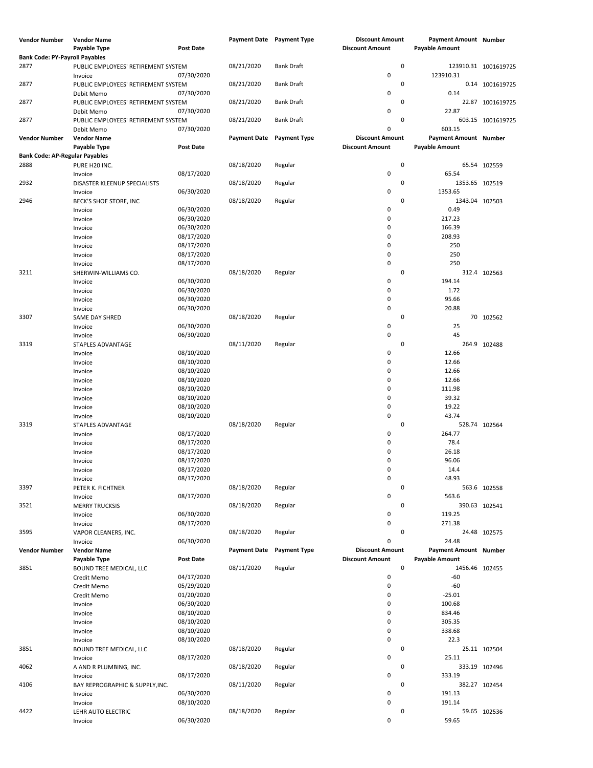| Vendor Number | Vendor Name | | Payment Date | Payment Type | Discount Amount | Payment Amount | Number |
|---|---|---|---|---|---|---|---|
| | Payable Type | Post Date | | | Discount Amount | Payable Amount | |
| **Bank Code: PY-Payroll Payables** | | | | | | | |
| 2877 | PUBLIC EMPLOYEES' RETIREMENT SYSTEM | | 08/21/2020 | Bank Draft | 0 | 123910.31 | 1001619725 |
| | Invoice | 07/30/2020 | | | 0 | 123910.31 | |
| 2877 | PUBLIC EMPLOYEES' RETIREMENT SYSTEM | | 08/21/2020 | Bank Draft | 0 | 0.14 | 1001619725 |
| | Debit Memo | 07/30/2020 | | | 0 | 0.14 | |
| 2877 | PUBLIC EMPLOYEES' RETIREMENT SYSTEM | | 08/21/2020 | Bank Draft | 0 | 22.87 | 1001619725 |
| | Debit Memo | 07/30/2020 | | | 0 | 22.87 | |
| 2877 | PUBLIC EMPLOYEES' RETIREMENT SYSTEM | | 08/21/2020 | Bank Draft | 0 | 603.15 | 1001619725 |
| | Debit Memo | 07/30/2020 | | | 0 | 603.15 | |

| Vendor Number | Vendor Name | | Payment Date | Payment Type | Discount Amount | Payment Amount | Number |
|---|---|---|---|---|---|---|---|
| | Payable Type | Post Date | | | Discount Amount | Payable Amount | |
| **Bank Code: AP-Regular Payables** | | | | | | | |
| 2888 | PURE H20 INC. | | 08/18/2020 | Regular | 0 | 65.54 | 102559 |
| | Invoice | 08/17/2020 | | | 0 | 65.54 | |
| 2932 | DISASTER KLEENUP SPECIALISTS | | 08/18/2020 | Regular | 0 | 1353.65 | 102519 |
| | Invoice | 06/30/2020 | | | 0 | 1353.65 | |
| 2946 | BECK'S SHOE STORE, INC | | 08/18/2020 | Regular | 0 | 1343.04 | 102503 |
| | Invoice | 06/30/2020 | | | 0 | 0.49 | |
| | Invoice | 06/30/2020 | | | 0 | 217.23 | |
| | Invoice | 06/30/2020 | | | 0 | 166.39 | |
| | Invoice | 08/17/2020 | | | 0 | 208.93 | |
| | Invoice | 08/17/2020 | | | 0 | 250 | |
| | Invoice | 08/17/2020 | | | 0 | 250 | |
| | Invoice | 08/17/2020 | | | 0 | 250 | |
| 3211 | SHERWIN-WILLIAMS CO. | | 08/18/2020 | Regular | 0 | 312.4 | 102563 |
| | Invoice | 06/30/2020 | | | 0 | 194.14 | |
| | Invoice | 06/30/2020 | | | 0 | 1.72 | |
| | Invoice | 06/30/2020 | | | 0 | 95.66 | |
| | Invoice | 06/30/2020 | | | 0 | 20.88 | |
| 3307 | SAME DAY SHRED | | 08/18/2020 | Regular | 0 | 70 | 102562 |
| | Invoice | 06/30/2020 | | | 0 | 25 | |
| | Invoice | 06/30/2020 | | | 0 | 45 | |
| 3319 | STAPLES ADVANTAGE | | 08/11/2020 | Regular | 0 | 264.9 | 102488 |
| | Invoice | 08/10/2020 | | | 0 | 12.66 | |
| | Invoice | 08/10/2020 | | | 0 | 12.66 | |
| | Invoice | 08/10/2020 | | | 0 | 12.66 | |
| | Invoice | 08/10/2020 | | | 0 | 12.66 | |
| | Invoice | 08/10/2020 | | | 0 | 111.98 | |
| | Invoice | 08/10/2020 | | | 0 | 39.32 | |
| | Invoice | 08/10/2020 | | | 0 | 19.22 | |
| | Invoice | 08/10/2020 | | | 0 | 43.74 | |
| 3319 | STAPLES ADVANTAGE | | 08/18/2020 | Regular | 0 | 528.74 | 102564 |
| | Invoice | 08/17/2020 | | | 0 | 264.77 | |
| | Invoice | 08/17/2020 | | | 0 | 78.4 | |
| | Invoice | 08/17/2020 | | | 0 | 26.18 | |
| | Invoice | 08/17/2020 | | | 0 | 96.06 | |
| | Invoice | 08/17/2020 | | | 0 | 14.4 | |
| | Invoice | 08/17/2020 | | | 0 | 48.93 | |
| 3397 | PETER K. FICHTNER | | 08/18/2020 | Regular | 0 | 563.6 | 102558 |
| | Invoice | 08/17/2020 | | | 0 | 563.6 | |
| 3521 | MERRY TRUCKSIS | | 08/18/2020 | Regular | 0 | 390.63 | 102541 |
| | Invoice | 06/30/2020 | | | 0 | 119.25 | |
| | Invoice | 08/17/2020 | | | 0 | 271.38 | |
| 3595 | VAPOR CLEANERS, INC. | | 08/18/2020 | Regular | 0 | 24.48 | 102575 |
| | Invoice | 06/30/2020 | | | 0 | 24.48 | |

| Vendor Number | Vendor Name | | Payment Date | Payment Type | Discount Amount | Payment Amount | Number |
|---|---|---|---|---|---|---|---|
| | Payable Type | Post Date | | | Discount Amount | Payable Amount | |
| 3851 | BOUND TREE MEDICAL, LLC | | 08/11/2020 | Regular | 0 | 1456.46 | 102455 |
| | Credit Memo | 04/17/2020 | | | 0 | -60 | |
| | Credit Memo | 05/29/2020 | | | 0 | -60 | |
| | Credit Memo | 01/20/2020 | | | 0 | -25.01 | |
| | Invoice | 06/30/2020 | | | 0 | 100.68 | |
| | Invoice | 08/10/2020 | | | 0 | 834.46 | |
| | Invoice | 08/10/2020 | | | 0 | 305.35 | |
| | Invoice | 08/10/2020 | | | 0 | 338.68 | |
| | Invoice | 08/10/2020 | | | 0 | 22.3 | |
| 3851 | BOUND TREE MEDICAL, LLC | | 08/18/2020 | Regular | 0 | 25.11 | 102504 |
| | Invoice | 08/17/2020 | | | 0 | 25.11 | |
| 4062 | A AND R PLUMBING, INC. | | 08/18/2020 | Regular | 0 | 333.19 | 102496 |
| | Invoice | 08/17/2020 | | | 0 | 333.19 | |
| 4106 | BAY REPROGRAPHIC & SUPPLY,INC. | | 08/11/2020 | Regular | 0 | 382.27 | 102454 |
| | Invoice | 06/30/2020 | | | 0 | 191.13 | |
| | Invoice | 08/10/2020 | | | 0 | 191.14 | |
| 4422 | LEHR AUTO ELECTRIC | | 08/18/2020 | Regular | 0 | 59.65 | 102536 |
| | Invoice | 06/30/2020 | | | 0 | 59.65 | |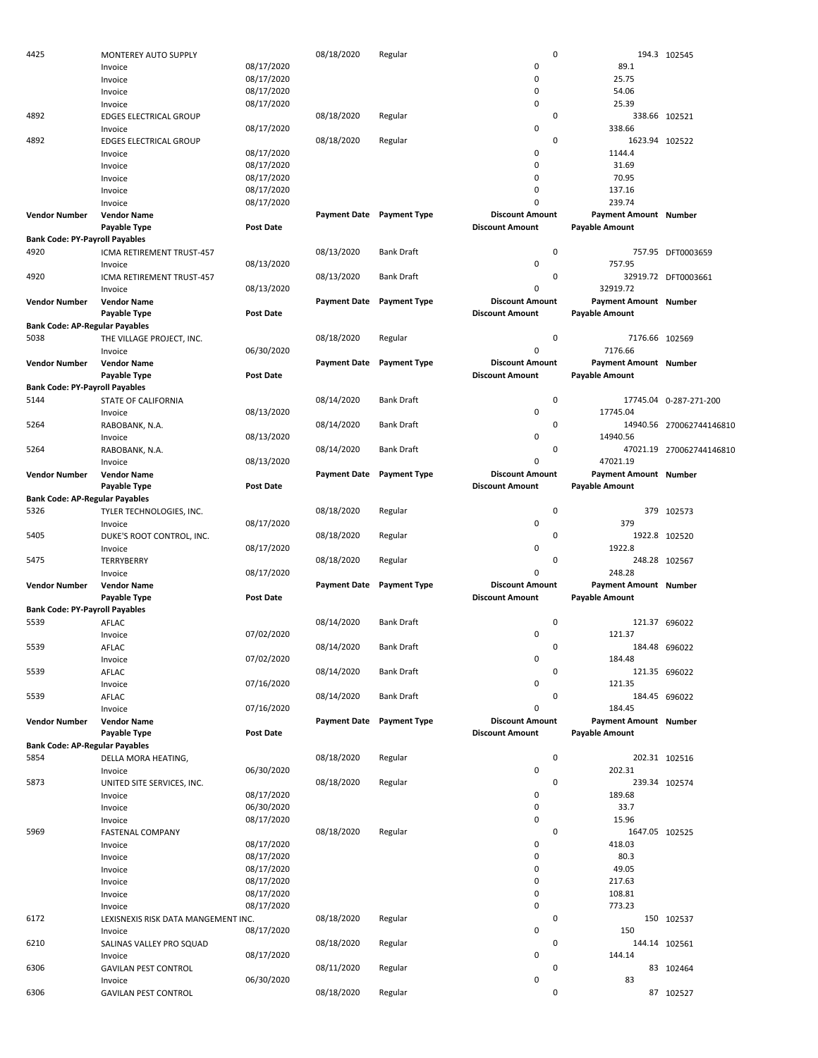| Vendor Number | Vendor Name | Post Date | Payment Date | Payment Type | Discount Amount | Payment Amount | Number |
|---|---|---|---|---|---|---|---|
| 4425 | MONTEREY AUTO SUPPLY | | 08/18/2020 | Regular | 0 | 194.3 | 102545 |
| | Invoice | 08/17/2020 | | | 0 | 89.1 | |
| | Invoice | 08/17/2020 | | | 0 | 25.75 | |
| | Invoice | 08/17/2020 | | | 0 | 54.06 | |
| | Invoice | 08/17/2020 | | | 0 | 25.39 | |
| 4892 | EDGES ELECTRICAL GROUP | | 08/18/2020 | Regular | 0 | 338.66 | 102521 |
| | Invoice | 08/17/2020 | | | 0 | 338.66 | |
| 4892 | EDGES ELECTRICAL GROUP | | 08/18/2020 | Regular | 0 | 1623.94 | 102522 |
| | Invoice | 08/17/2020 | | | 0 | 1144.4 | |
| | Invoice | 08/17/2020 | | | 0 | 31.69 | |
| | Invoice | 08/17/2020 | | | 0 | 70.95 | |
| | Invoice | 08/17/2020 | | | 0 | 137.16 | |
| | Invoice | 08/17/2020 | | | 0 | 239.74 | |
| **Vendor Number** | **Vendor Name** | | **Payment Date** | **Payment Type** | **Discount Amount** | **Payment Amount** | **Number** |
| | **Payable Type** | **Post Date** | | | **Discount Amount** | **Payable Amount** | |
| **Bank Code: PY-Payroll Payables** | | | | | | | |
| 4920 | ICMA RETIREMENT TRUST-457 | | 08/13/2020 | Bank Draft | 0 | 757.95 | DFT0003659 |
| | Invoice | 08/13/2020 | | | 0 | 757.95 | |
| 4920 | ICMA RETIREMENT TRUST-457 | | 08/13/2020 | Bank Draft | 0 | 32919.72 | DFT0003661 |
| | Invoice | 08/13/2020 | | | 0 | 32919.72 | |
| **Vendor Number** | **Vendor Name** | | **Payment Date** | **Payment Type** | **Discount Amount** | **Payment Amount** | **Number** |
| | **Payable Type** | **Post Date** | | | **Discount Amount** | **Payable Amount** | |
| **Bank Code: AP-Regular Payables** | | | | | | | |
| 5038 | THE VILLAGE PROJECT, INC. | | 08/18/2020 | Regular | 0 | 7176.66 | 102569 |
| | Invoice | 06/30/2020 | | | 0 | 7176.66 | |
| **Vendor Number** | **Vendor Name** | | **Payment Date** | **Payment Type** | **Discount Amount** | **Payment Amount** | **Number** |
| | **Payable Type** | **Post Date** | | | **Discount Amount** | **Payable Amount** | |
| **Bank Code: PY-Payroll Payables** | | | | | | | |
| 5144 | STATE OF CALIFORNIA | | 08/14/2020 | Bank Draft | 0 | 17745.04 | 0-287-271-200 |
| | Invoice | 08/13/2020 | | | 0 | 17745.04 | |
| 5264 | RABOBANK, N.A. | | 08/14/2020 | Bank Draft | 0 | 14940.56 | 270062744146810 |
| | Invoice | 08/13/2020 | | | 0 | 14940.56 | |
| 5264 | RABOBANK, N.A. | | 08/14/2020 | Bank Draft | 0 | 47021.19 | 270062744146810 |
| | Invoice | 08/13/2020 | | | 0 | 47021.19 | |
| **Vendor Number** | **Vendor Name** | | **Payment Date** | **Payment Type** | **Discount Amount** | **Payment Amount** | **Number** |
| | **Payable Type** | **Post Date** | | | **Discount Amount** | **Payable Amount** | |
| **Bank Code: AP-Regular Payables** | | | | | | | |
| 5326 | TYLER TECHNOLOGIES, INC. | | 08/18/2020 | Regular | 0 | 379 | 102573 |
| | Invoice | 08/17/2020 | | | 0 | 379 | |
| 5405 | DUKE'S ROOT CONTROL, INC. | | 08/18/2020 | Regular | 0 | 1922.8 | 102520 |
| | Invoice | 08/17/2020 | | | 0 | 1922.8 | |
| 5475 | TERRYBERRY | | 08/18/2020 | Regular | 0 | 248.28 | 102567 |
| | Invoice | 08/17/2020 | | | 0 | 248.28 | |
| **Vendor Number** | **Vendor Name** | | **Payment Date** | **Payment Type** | **Discount Amount** | **Payment Amount** | **Number** |
| | **Payable Type** | **Post Date** | | | **Discount Amount** | **Payable Amount** | |
| **Bank Code: PY-Payroll Payables** | | | | | | | |
| 5539 | AFLAC | | 08/14/2020 | Bank Draft | 0 | 121.37 | 696022 |
| | Invoice | 07/02/2020 | | | 0 | 121.37 | |
| 5539 | AFLAC | | 08/14/2020 | Bank Draft | 0 | 184.48 | 696022 |
| | Invoice | 07/02/2020 | | | 0 | 184.48 | |
| 5539 | AFLAC | | 08/14/2020 | Bank Draft | 0 | 121.35 | 696022 |
| | Invoice | 07/16/2020 | | | 0 | 121.35 | |
| 5539 | AFLAC | | 08/14/2020 | Bank Draft | 0 | 184.45 | 696022 |
| | Invoice | 07/16/2020 | | | 0 | 184.45 | |
| **Vendor Number** | **Vendor Name** | | **Payment Date** | **Payment Type** | **Discount Amount** | **Payment Amount** | **Number** |
| | **Payable Type** | **Post Date** | | | **Discount Amount** | **Payable Amount** | |
| **Bank Code: AP-Regular Payables** | | | | | | | |
| 5854 | DELLA MORA HEATING, | | 08/18/2020 | Regular | 0 | 202.31 | 102516 |
| | Invoice | 06/30/2020 | | | 0 | 202.31 | |
| 5873 | UNITED SITE SERVICES, INC. | | 08/18/2020 | Regular | 0 | 239.34 | 102574 |
| | Invoice | 08/17/2020 | | | 0 | 189.68 | |
| | Invoice | 06/30/2020 | | | 0 | 33.7 | |
| | Invoice | 08/17/2020 | | | 0 | 15.96 | |
| 5969 | FASTENAL COMPANY | | 08/18/2020 | Regular | 0 | 1647.05 | 102525 |
| | Invoice | 08/17/2020 | | | 0 | 418.03 | |
| | Invoice | 08/17/2020 | | | 0 | 80.3 | |
| | Invoice | 08/17/2020 | | | 0 | 49.05 | |
| | Invoice | 08/17/2020 | | | 0 | 217.63 | |
| | Invoice | 08/17/2020 | | | 0 | 108.81 | |
| | Invoice | 08/17/2020 | | | 0 | 773.23 | |
| 6172 | LEXISNEXIS RISK DATA MANGEMENT INC. | | 08/18/2020 | Regular | 0 | 150 | 102537 |
| | Invoice | 08/17/2020 | | | 0 | 150 | |
| 6210 | SALINAS VALLEY PRO SQUAD | | 08/18/2020 | Regular | 0 | 144.14 | 102561 |
| | Invoice | 08/17/2020 | | | 0 | 144.14 | |
| 6306 | GAVILAN PEST CONTROL | | 08/11/2020 | Regular | 0 | 83 | 102464 |
| | Invoice | 06/30/2020 | | | 0 | 83 | |
| 6306 | GAVILAN PEST CONTROL | | 08/18/2020 | Regular | 0 | 87 | 102527 |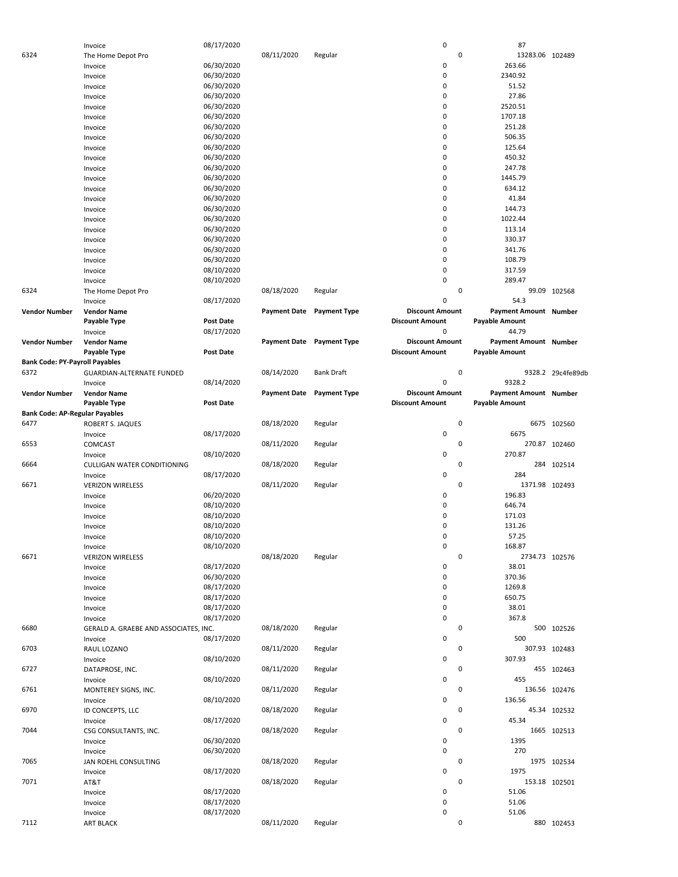| Vendor Number | Vendor Name | Post Date | Payment Date | Payment Type | Discount Amount | Payment Amount | Number |
|---|---|---|---|---|---|---|---|
| | Invoice | 08/17/2020 | | | 0 | 87 | |
| 6324 | The Home Depot Pro | | 08/11/2020 | Regular | 0 | 13283.06 | 102489 |
| | Invoice | 06/30/2020 | | | 0 | 263.66 | |
| | Invoice | 06/30/2020 | | | 0 | 2340.92 | |
| | Invoice | 06/30/2020 | | | 0 | 51.52 | |
| | Invoice | 06/30/2020 | | | 0 | 27.86 | |
| | Invoice | 06/30/2020 | | | 0 | 2520.51 | |
| | Invoice | 06/30/2020 | | | 0 | 1707.18 | |
| | Invoice | 06/30/2020 | | | 0 | 251.28 | |
| | Invoice | 06/30/2020 | | | 0 | 506.35 | |
| | Invoice | 06/30/2020 | | | 0 | 125.64 | |
| | Invoice | 06/30/2020 | | | 0 | 450.32 | |
| | Invoice | 06/30/2020 | | | 0 | 247.78 | |
| | Invoice | 06/30/2020 | | | 0 | 1445.79 | |
| | Invoice | 06/30/2020 | | | 0 | 634.12 | |
| | Invoice | 06/30/2020 | | | 0 | 41.84 | |
| | Invoice | 06/30/2020 | | | 0 | 144.73 | |
| | Invoice | 06/30/2020 | | | 0 | 1022.44 | |
| | Invoice | 06/30/2020 | | | 0 | 113.14 | |
| | Invoice | 06/30/2020 | | | 0 | 330.37 | |
| | Invoice | 06/30/2020 | | | 0 | 341.76 | |
| | Invoice | 06/30/2020 | | | 0 | 108.79 | |
| | Invoice | 08/10/2020 | | | 0 | 317.59 | |
| | Invoice | 08/10/2020 | | | 0 | 289.47 | |
| 6324 | The Home Depot Pro | | 08/18/2020 | Regular | 0 | 99.09 | 102568 |
| | Invoice | 08/17/2020 | | | 0 | 54.3 | |
| **Vendor Number** | **Vendor Name** | | **Payment Date** | **Payment Type** | **Discount Amount** | **Payment Amount** | **Number** |
| | **Payable Type** | **Post Date** | | | **Discount Amount** | **Payable Amount** | |
| | Invoice | 08/17/2020 | | | 0 | 44.79 | |
| **Vendor Number** | **Vendor Name** | | **Payment Date** | **Payment Type** | **Discount Amount** | **Payment Amount** | **Number** |
| | **Payable Type** | **Post Date** | | | **Discount Amount** | **Payable Amount** | |
| **Bank Code: PY-Payroll Payables** | | | | | | | |
| 6372 | GUARDIAN-ALTERNATE FUNDED | | 08/14/2020 | Bank Draft | 0 | 9328.2 | 29c4fe89db |
| | Invoice | 08/14/2020 | | | 0 | 9328.2 | |
| **Vendor Number** | **Vendor Name** | | **Payment Date** | **Payment Type** | **Discount Amount** | **Payment Amount** | **Number** |
| | **Payable Type** | **Post Date** | | | **Discount Amount** | **Payable Amount** | |
| **Bank Code: AP-Regular Payables** | | | | | | | |
| 6477 | ROBERT S. JAQUES | | 08/18/2020 | Regular | 0 | 6675 | 102560 |
| | Invoice | 08/17/2020 | | | 0 | 6675 | |
| 6553 | COMCAST | | 08/11/2020 | Regular | 0 | 270.87 | 102460 |
| | Invoice | 08/10/2020 | | | 0 | 270.87 | |
| 6664 | CULLIGAN WATER CONDITIONING | | 08/18/2020 | Regular | 0 | 284 | 102514 |
| | Invoice | 08/17/2020 | | | 0 | 284 | |
| 6671 | VERIZON WIRELESS | | 08/11/2020 | Regular | 0 | 1371.98 | 102493 |
| | Invoice | 06/20/2020 | | | 0 | 196.83 | |
| | Invoice | 08/10/2020 | | | 0 | 646.74 | |
| | Invoice | 08/10/2020 | | | 0 | 171.03 | |
| | Invoice | 08/10/2020 | | | 0 | 131.26 | |
| | Invoice | 08/10/2020 | | | 0 | 57.25 | |
| | Invoice | 08/10/2020 | | | 0 | 168.87 | |
| 6671 | VERIZON WIRELESS | | 08/18/2020 | Regular | 0 | 2734.73 | 102576 |
| | Invoice | 08/17/2020 | | | 0 | 38.01 | |
| | Invoice | 06/30/2020 | | | 0 | 370.36 | |
| | Invoice | 08/17/2020 | | | 0 | 1269.8 | |
| | Invoice | 08/17/2020 | | | 0 | 650.75 | |
| | Invoice | 08/17/2020 | | | 0 | 38.01 | |
| | Invoice | 08/17/2020 | | | 0 | 367.8 | |
| 6680 | GERALD A. GRAEBE AND ASSOCIATES, INC. | | 08/18/2020 | Regular | 0 | 500 | 102526 |
| | Invoice | 08/17/2020 | | | 0 | 500 | |
| 6703 | RAUL LOZANO | | 08/11/2020 | Regular | 0 | 307.93 | 102483 |
| | Invoice | 08/10/2020 | | | 0 | 307.93 | |
| 6727 | DATAPROSE, INC. | | 08/11/2020 | Regular | 0 | 455 | 102463 |
| | Invoice | 08/10/2020 | | | 0 | 455 | |
| 6761 | MONTEREY SIGNS, INC. | | 08/11/2020 | Regular | 0 | 136.56 | 102476 |
| | Invoice | 08/10/2020 | | | 0 | 136.56 | |
| 6970 | ID CONCEPTS, LLC | | 08/18/2020 | Regular | 0 | 45.34 | 102532 |
| | Invoice | 08/17/2020 | | | 0 | 45.34 | |
| 7044 | CSG CONSULTANTS, INC. | | 08/18/2020 | Regular | 0 | 1665 | 102513 |
| | Invoice | 06/30/2020 | | | 0 | 1395 | |
| | Invoice | 06/30/2020 | | | 0 | 270 | |
| 7065 | JAN ROEHL CONSULTING | | 08/18/2020 | Regular | 0 | 1975 | 102534 |
| | Invoice | 08/17/2020 | | | 0 | 1975 | |
| 7071 | AT&T | | 08/18/2020 | Regular | 0 | 153.18 | 102501 |
| | Invoice | 08/17/2020 | | | 0 | 51.06 | |
| | Invoice | 08/17/2020 | | | 0 | 51.06 | |
| | Invoice | 08/17/2020 | | | 0 | 51.06 | |
| 7112 | ART BLACK | | 08/11/2020 | Regular | 0 | 880 | 102453 |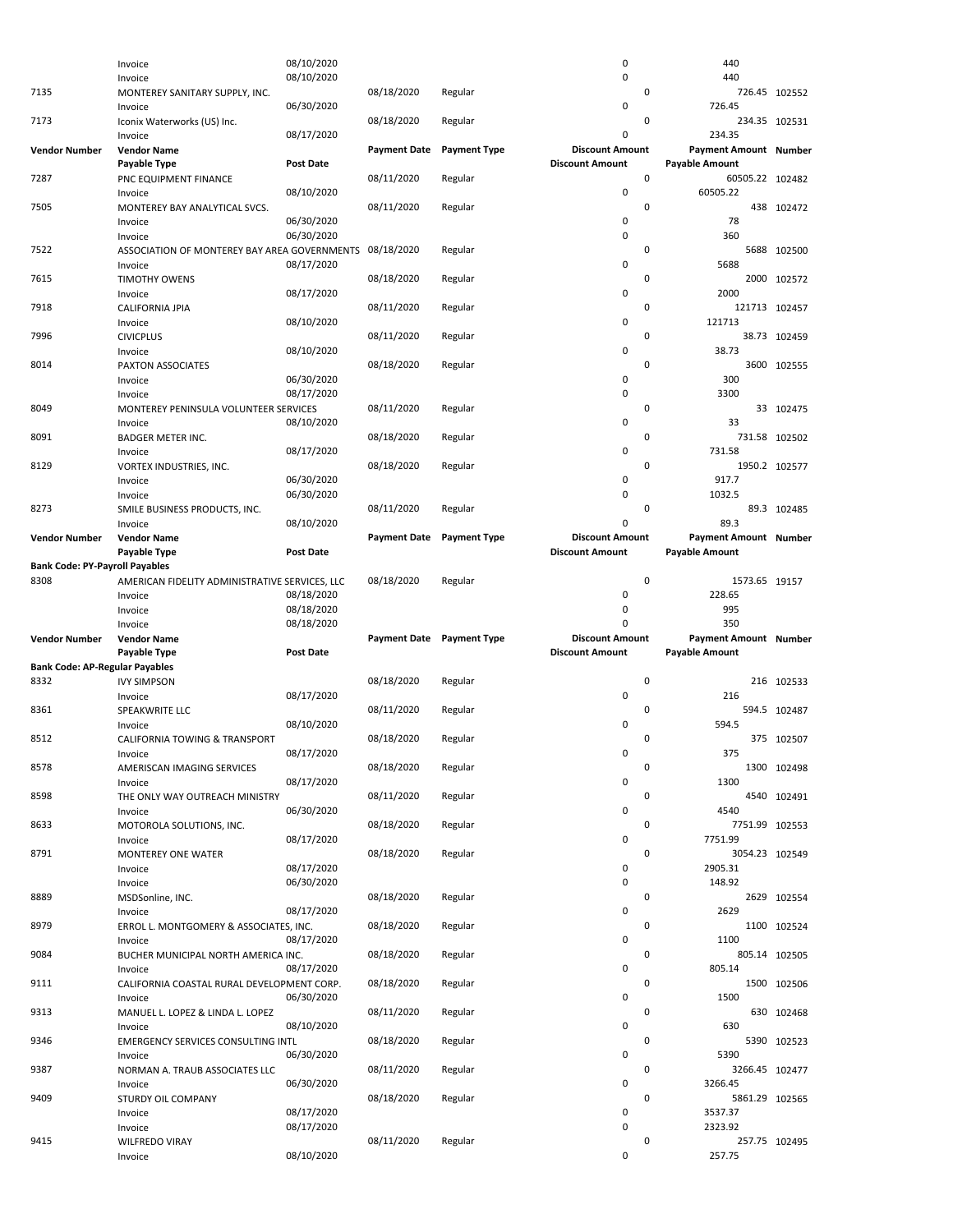| Vendor Number | Vendor Name | | Payment Date | Payment Type | Discount Amount | Payment Amount | Number |
|---|---|---|---|---|---|---|---|
| | Payable Type | Post Date | | | Discount Amount | Payable Amount | |
| | Invoice | 08/10/2020 | | | 0 | 440 | |
| | Invoice | 08/10/2020 | | | 0 | 440 | |
| 7135 | MONTEREY SANITARY SUPPLY, INC. | | 08/18/2020 | Regular | 0 | 726.45 | 102552 |
| | Invoice | 06/30/2020 | | | 0 | 726.45 | |
| 7173 | Iconix Waterworks (US) Inc. | | 08/18/2020 | Regular | 0 | 234.35 | 102531 |
| | Invoice | 08/17/2020 | | | 0 | 234.35 | |
| **Vendor Number** | **Vendor Name** | | **Payment Date** | **Payment Type** | **Discount Amount** | **Payment Amount** | **Number** |
| | **Payable Type** | **Post Date** | | | **Discount Amount** | **Payable Amount** | |
| 7287 | PNC EQUIPMENT FINANCE | | 08/11/2020 | Regular | 0 | 60505.22 | 102482 |
| | Invoice | 08/10/2020 | | | 0 | 60505.22 | |
| 7505 | MONTEREY BAY ANALYTICAL SVCS. | | 08/11/2020 | Regular | 0 | 438 | 102472 |
| | Invoice | 06/30/2020 | | | 0 | 78 | |
| | Invoice | 06/30/2020 | | | 0 | 360 | |
| 7522 | ASSOCIATION OF MONTEREY BAY AREA GOVERNMENTS | | 08/18/2020 | Regular | 0 | 5688 | 102500 |
| | Invoice | 08/17/2020 | | | 0 | 5688 | |
| 7615 | TIMOTHY OWENS | | 08/18/2020 | Regular | 0 | 2000 | 102572 |
| | Invoice | 08/17/2020 | | | 0 | 2000 | |
| 7918 | CALIFORNIA JPIA | | 08/11/2020 | Regular | 0 | 121713 | 102457 |
| | Invoice | 08/10/2020 | | | 0 | 121713 | |
| 7996 | CIVICPLUS | | 08/11/2020 | Regular | 0 | 38.73 | 102459 |
| | Invoice | 08/10/2020 | | | 0 | 38.73 | |
| 8014 | PAXTON ASSOCIATES | | 08/18/2020 | Regular | 0 | 3600 | 102555 |
| | Invoice | 06/30/2020 | | | 0 | 300 | |
| | Invoice | 08/17/2020 | | | 0 | 3300 | |
| 8049 | MONTEREY PENINSULA VOLUNTEER SERVICES | | 08/11/2020 | Regular | 0 | 33 | 102475 |
| | Invoice | 08/10/2020 | | | 0 | 33 | |
| 8091 | BADGER METER INC. | | 08/18/2020 | Regular | 0 | 731.58 | 102502 |
| | Invoice | 08/17/2020 | | | 0 | 731.58 | |
| 8129 | VORTEX INDUSTRIES, INC. | | 08/18/2020 | Regular | 0 | 1950.2 | 102577 |
| | Invoice | 06/30/2020 | | | 0 | 917.7 | |
| | Invoice | 06/30/2020 | | | 0 | 1032.5 | |
| 8273 | SMILE BUSINESS PRODUCTS, INC. | | 08/11/2020 | Regular | 0 | 89.3 | 102485 |
| | Invoice | 08/10/2020 | | | 0 | 89.3 | |
| **Vendor Number** | **Vendor Name** | | **Payment Date** | **Payment Type** | **Discount Amount** | **Payment Amount** | **Number** |
| | **Payable Type** | **Post Date** | | | **Discount Amount** | **Payable Amount** | |
| **Bank Code: PY-Payroll Payables** | | | | | | | |
| 8308 | AMERICAN FIDELITY ADMINISTRATIVE SERVICES, LLC | | 08/18/2020 | Regular | 0 | 1573.65 | 19157 |
| | Invoice | 08/18/2020 | | | 0 | 228.65 | |
| | Invoice | 08/18/2020 | | | 0 | 995 | |
| | Invoice | 08/18/2020 | | | 0 | 350 | |
| **Vendor Number** | **Vendor Name** | | **Payment Date** | **Payment Type** | **Discount Amount** | **Payment Amount** | **Number** |
| | **Payable Type** | **Post Date** | | | **Discount Amount** | **Payable Amount** | |
| **Bank Code: AP-Regular Payables** | | | | | | | |
| 8332 | IVY SIMPSON | | 08/18/2020 | Regular | 0 | 216 | 102533 |
| | Invoice | 08/17/2020 | | | 0 | 216 | |
| 8361 | SPEAKWRITE LLC | | 08/11/2020 | Regular | 0 | 594.5 | 102487 |
| | Invoice | 08/10/2020 | | | 0 | 594.5 | |
| 8512 | CALIFORNIA TOWING & TRANSPORT | | 08/18/2020 | Regular | 0 | 375 | 102507 |
| | Invoice | 08/17/2020 | | | 0 | 375 | |
| 8578 | AMERISCAN IMAGING SERVICES | | 08/18/2020 | Regular | 0 | 1300 | 102498 |
| | Invoice | 08/17/2020 | | | 0 | 1300 | |
| 8598 | THE ONLY WAY OUTREACH MINISTRY | | 08/11/2020 | Regular | 0 | 4540 | 102491 |
| | Invoice | 06/30/2020 | | | 0 | 4540 | |
| 8633 | MOTOROLA SOLUTIONS, INC. | | 08/18/2020 | Regular | 0 | 7751.99 | 102553 |
| | Invoice | 08/17/2020 | | | 0 | 7751.99 | |
| 8791 | MONTEREY ONE WATER | | 08/18/2020 | Regular | 0 | 3054.23 | 102549 |
| | Invoice | 08/17/2020 | | | 0 | 2905.31 | |
| | Invoice | 06/30/2020 | | | 0 | 148.92 | |
| 8889 | MSDSonline, INC. | | 08/18/2020 | Regular | 0 | 2629 | 102554 |
| | Invoice | 08/17/2020 | | | 0 | 2629 | |
| 8979 | ERROL L. MONTGOMERY & ASSOCIATES, INC. | | 08/18/2020 | Regular | 0 | 1100 | 102524 |
| | Invoice | 08/17/2020 | | | 0 | 1100 | |
| 9084 | BUCHER MUNICIPAL NORTH AMERICA INC. | | 08/18/2020 | Regular | 0 | 805.14 | 102505 |
| | Invoice | 08/17/2020 | | | 0 | 805.14 | |
| 9111 | CALIFORNIA COASTAL RURAL DEVELOPMENT CORP. | | 08/18/2020 | Regular | 0 | 1500 | 102506 |
| | Invoice | 06/30/2020 | | | 0 | 1500 | |
| 9313 | MANUEL L. LOPEZ & LINDA L. LOPEZ | | 08/11/2020 | Regular | 0 | 630 | 102468 |
| | Invoice | 08/10/2020 | | | 0 | 630 | |
| 9346 | EMERGENCY SERVICES CONSULTING INTL | | 08/18/2020 | Regular | 0 | 5390 | 102523 |
| | Invoice | 06/30/2020 | | | 0 | 5390 | |
| 9387 | NORMAN A. TRAUB ASSOCIATES LLC | | 08/11/2020 | Regular | 0 | 3266.45 | 102477 |
| | Invoice | 06/30/2020 | | | 0 | 3266.45 | |
| 9409 | STURDY OIL COMPANY | | 08/18/2020 | Regular | 0 | 5861.29 | 102565 |
| | Invoice | 08/17/2020 | | | 0 | 3537.37 | |
| | Invoice | 08/17/2020 | | | 0 | 2323.92 | |
| 9415 | WILFREDO VIRAY | | 08/11/2020 | Regular | 0 | 257.75 | 102495 |
| | Invoice | 08/10/2020 | | | 0 | 257.75 | |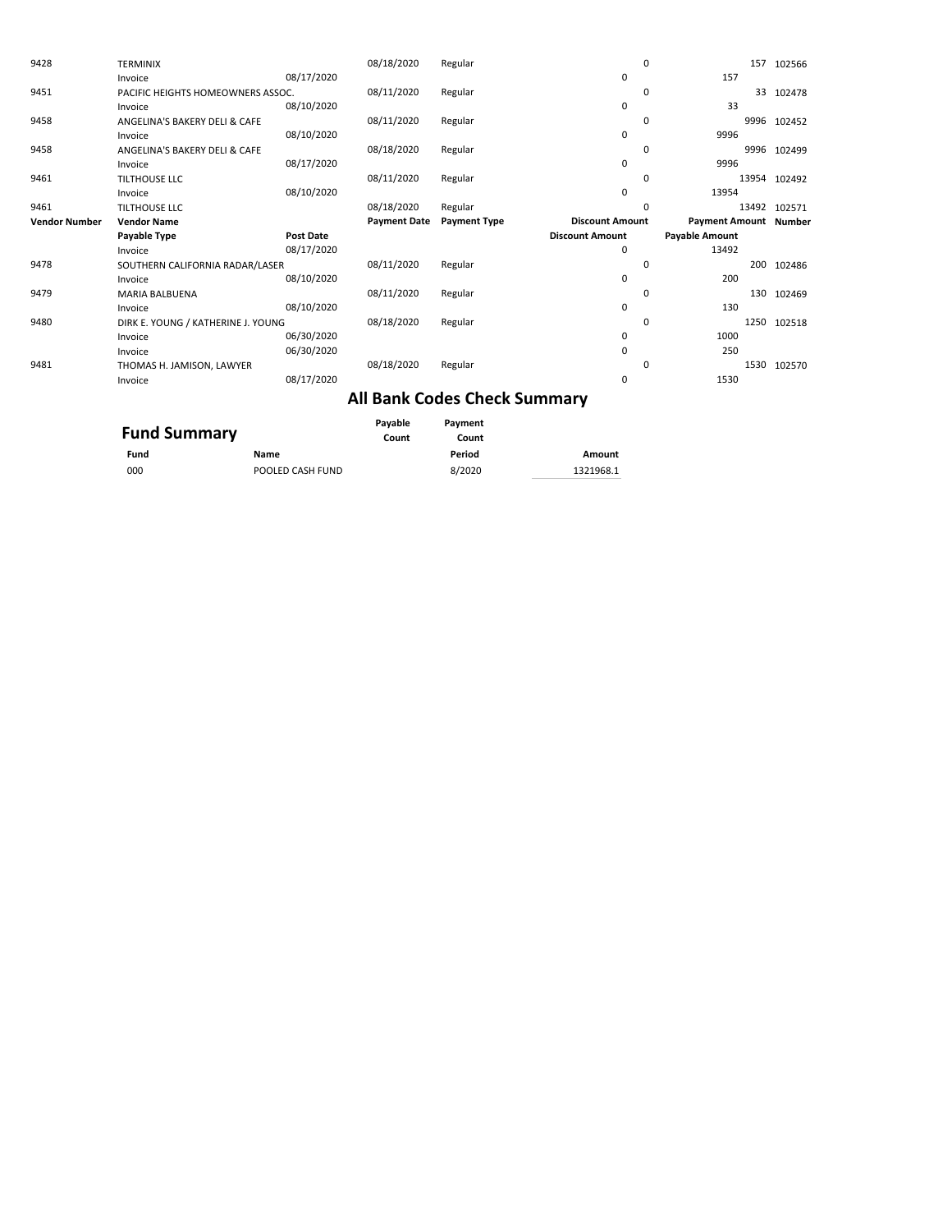| Vendor Number | Vendor Name | | Payment Date | Payment Type | Discount Amount | Payment Amount | Number |
|---|---|---|---|---|---|---|---|
| | Payable Type | Post Date | | | Discount Amount | Payable Amount | |
| 9428 | TERMINIX | | 08/18/2020 | Regular | 0 | 157 | 102566 |
| | Invoice | 08/17/2020 | | | 0 | 157 | |
| 9451 | PACIFIC HEIGHTS HOMEOWNERS ASSOC. | | 08/11/2020 | Regular | 0 | 33 | 102478 |
| | Invoice | 08/10/2020 | | | 0 | 33 | |
| 9458 | ANGELINA'S BAKERY DELI & CAFE | | 08/11/2020 | Regular | 0 | 9996 | 102452 |
| | Invoice | 08/10/2020 | | | 0 | 9996 | |
| 9458 | ANGELINA'S BAKERY DELI & CAFE | | 08/18/2020 | Regular | 0 | 9996 | 102499 |
| | Invoice | 08/17/2020 | | | 0 | 9996 | |
| 9461 | TILTHOUSE LLC | | 08/11/2020 | Regular | 0 | 13954 | 102492 |
| | Invoice | 08/10/2020 | | | 0 | 13954 | |
| 9461 | TILTHOUSE LLC | | 08/18/2020 | Regular | 0 | 13492 | 102571 |
| | Invoice | 08/17/2020 | | | 0 | 13492 | |
| 9478 | SOUTHERN CALIFORNIA RADAR/LASER | | 08/11/2020 | Regular | 0 | 200 | 102486 |
| | Invoice | 08/10/2020 | | | 0 | 200 | |
| 9479 | MARIA BALBUENA | | 08/11/2020 | Regular | 0 | 130 | 102469 |
| | Invoice | 08/10/2020 | | | 0 | 130 | |
| 9480 | DIRK E. YOUNG / KATHERINE J. YOUNG | | 08/18/2020 | Regular | 0 | 1250 | 102518 |
| | Invoice | 06/30/2020 | | | 0 | 1000 | |
| | Invoice | 06/30/2020 | | | 0 | 250 | |
| 9481 | THOMAS H. JAMISON, LAWYER | | 08/18/2020 | Regular | 0 | 1530 | 102570 |
| | Invoice | 08/17/2020 | | | 0 | 1530 | |

## All Bank Codes Check Summary

### Fund Summary

| Fund | Name | Payable Count | Payment Count / Period | Amount |
|---|---|---|---|---|
| 000 | POOLED CASH FUND | | 8/2020 | 1321968.1 |